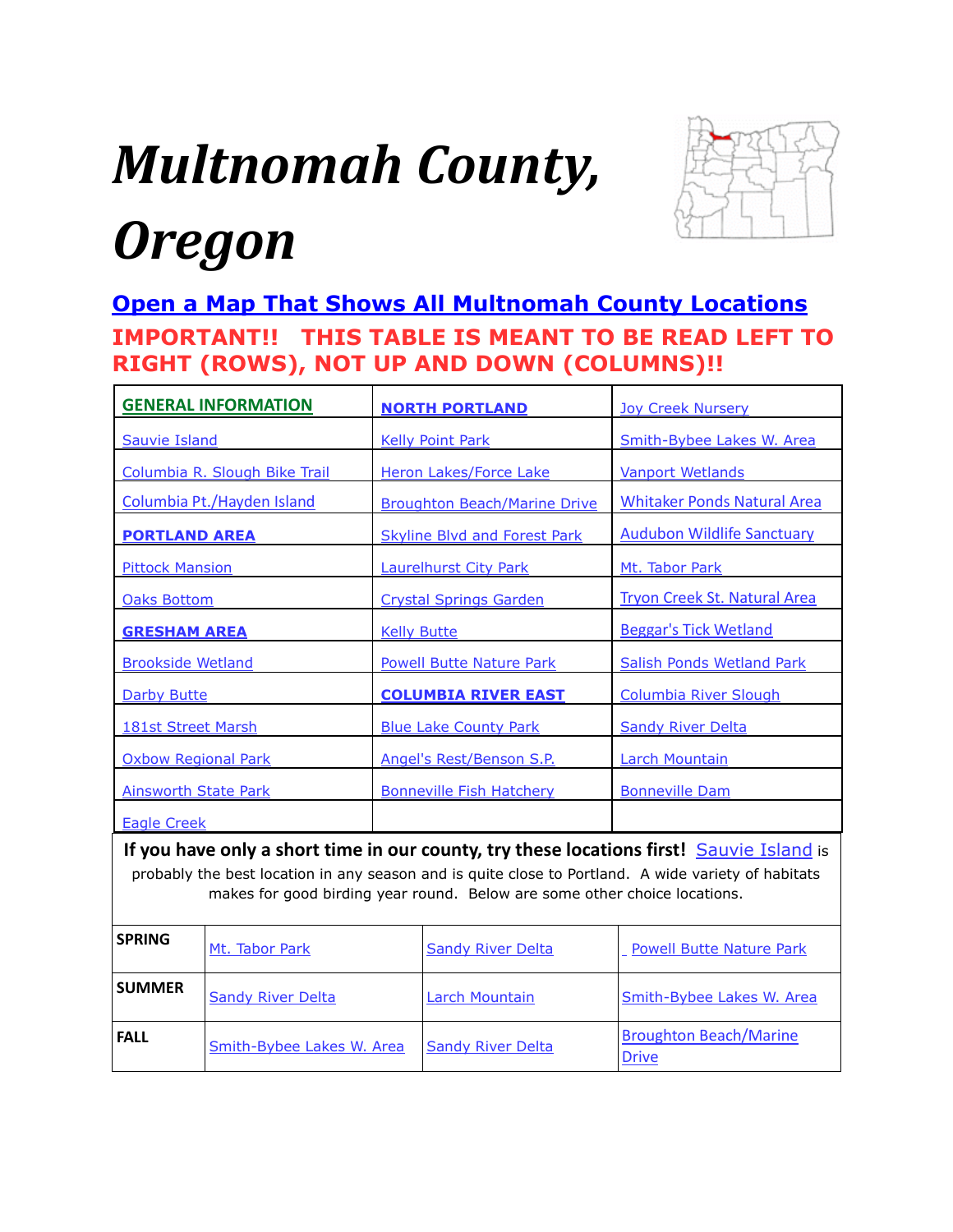# *Multnomah County, Oregon*

## Open a Map That Shows All Multnomah County Locations

**IMPORTANT!! THIS TABLE IS MEANT TO BE READ LEFT TO RIGHT (ROWS), NOT UP AND DOWN (COLUMNS)!!**

| | | |
|---|---|---|
| **GENERAL INFORMATION** | **NORTH PORTLAND** | Joy Creek Nursery |
| Sauvie Island | Kelly Point Park | Smith-Bybee Lakes W. Area |
| Columbia R. Slough Bike Trail | Heron Lakes/Force Lake | Vanport Wetlands |
| Columbia Pt./Hayden Island | Broughton Beach/Marine Drive | Whitaker Ponds Natural Area |
| **PORTLAND AREA** | Skyline Blvd and Forest Park | Audubon Wildlife Sanctuary |
| Pittock Mansion | Laurelhurst City Park | Mt. Tabor Park |
| Oaks Bottom | Crystal Springs Garden | Tryon Creek St. Natural Area |
| **GRESHAM AREA** | Kelly Butte | Beggar's Tick Wetland |
| Brookside Wetland | Powell Butte Nature Park | Salish Ponds Wetland Park |
| Darby Butte | **COLUMBIA RIVER EAST** | Columbia River Slough |
| 181st Street Marsh | Blue Lake County Park | Sandy River Delta |
| Oxbow Regional Park | Angel's Rest/Benson S.P. | Larch Mountain |
| Ainsworth State Park | Bonneville Fish Hatchery | Bonneville Dam |
| Eagle Creek | | |

**If you have only a short time in our county, try these locations first!** Sauvie Island is probably the best location in any season and is quite close to Portland. A wide variety of habitats makes for good birding year round. Below are some other choice locations.

| | | | |
|---|---|---|---|
| **SPRING** | Mt. Tabor Park | Sandy River Delta | Powell Butte Nature Park |
| **SUMMER** | Sandy River Delta | Larch Mountain | Smith-Bybee Lakes W. Area |
| **FALL** | Smith-Bybee Lakes W. Area | Sandy River Delta | Broughton Beach/Marine Drive |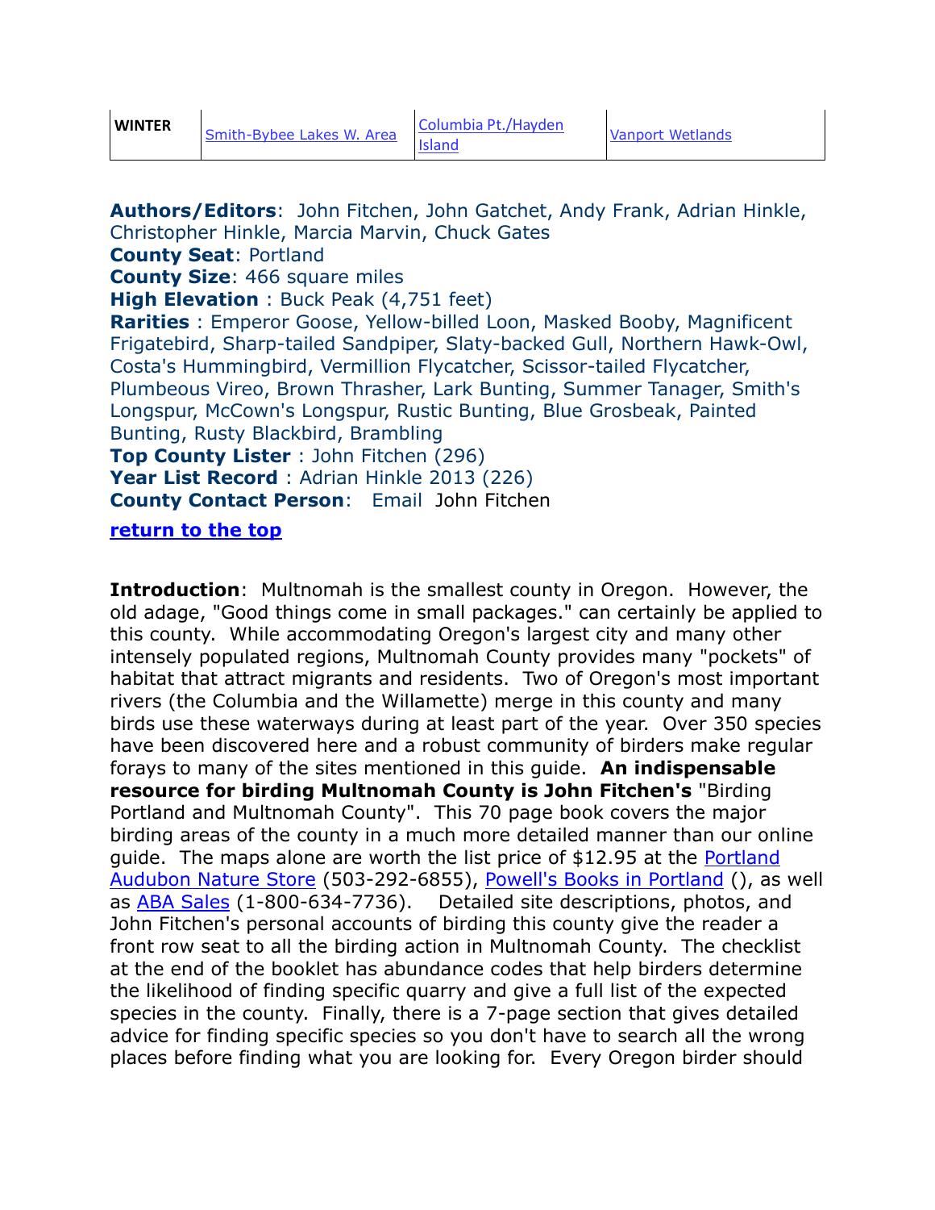| WINTER | Smith-Bybee Lakes W. Area | Columbia Pt./Hayden Island | Vanport Wetlands |
|---|---|---|---|

**Authors/Editors**: John Fitchen, John Gatchet, Andy Frank, Adrian Hinkle, Christopher Hinkle, Marcia Marvin, Chuck Gates
**County Seat**: Portland
**County Size**: 466 square miles
**High Elevation** : Buck Peak (4,751 feet)
**Rarities** : Emperor Goose, Yellow-billed Loon, Masked Booby, Magnificent Frigatebird, Sharp-tailed Sandpiper, Slaty-backed Gull, Northern Hawk-Owl, Costa's Hummingbird, Vermillion Flycatcher, Scissor-tailed Flycatcher, Plumbeous Vireo, Brown Thrasher, Lark Bunting, Summer Tanager, Smith's Longspur, McCown's Longspur, Rustic Bunting, Blue Grosbeak, Painted Bunting, Rusty Blackbird, Brambling
**Top County Lister** : John Fitchen (296)
**Year List Record** : Adrian Hinkle 2013 (226)
**County Contact Person**: Email John Fitchen

**return to the top**

**Introduction**: Multnomah is the smallest county in Oregon. However, the old adage, "Good things come in small packages." can certainly be applied to this county. While accommodating Oregon's largest city and many other intensely populated regions, Multnomah County provides many "pockets" of habitat that attract migrants and residents. Two of Oregon's most important rivers (the Columbia and the Willamette) merge in this county and many birds use these waterways during at least part of the year. Over 350 species have been discovered here and a robust community of birders make regular forays to many of the sites mentioned in this guide. **An indispensable resource for birding Multnomah County is John Fitchen's** "Birding Portland and Multnomah County". This 70 page book covers the major birding areas of the county in a much more detailed manner than our online guide. The maps alone are worth the list price of $12.95 at the Portland Audubon Nature Store (503-292-6855), Powell's Books in Portland (), as well as ABA Sales (1-800-634-7736). Detailed site descriptions, photos, and John Fitchen's personal accounts of birding this county give the reader a front row seat to all the birding action in Multnomah County. The checklist at the end of the booklet has abundance codes that help birders determine the likelihood of finding specific quarry and give a full list of the expected species in the county. Finally, there is a 7-page section that gives detailed advice for finding specific species so you don't have to search all the wrong places before finding what you are looking for. Every Oregon birder should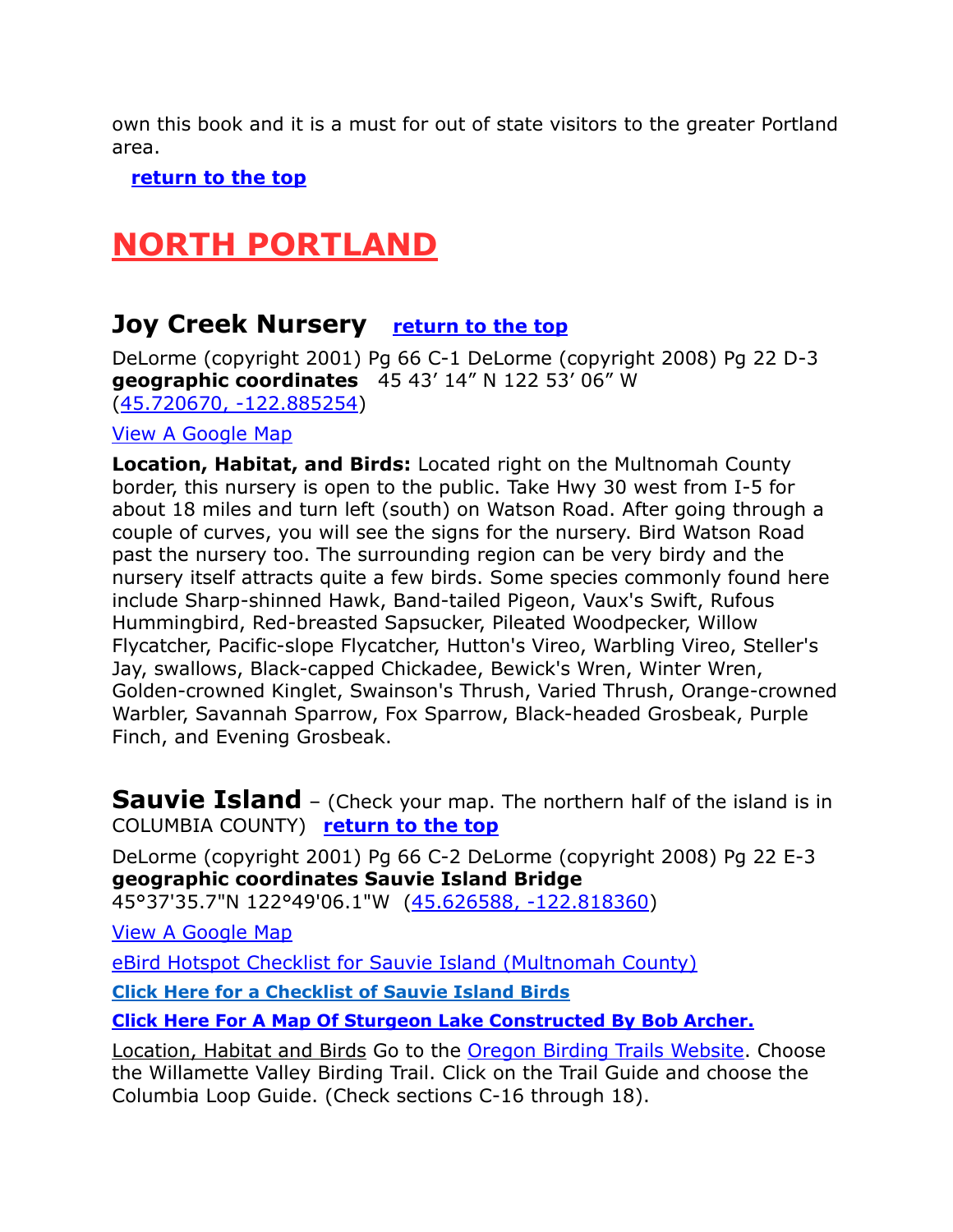own this book and it is a must for out of state visitors to the greater Portland area.

**return to the top**

# NORTH PORTLAND

## Joy Creek Nursery **return to the top**

DeLorme (copyright 2001) Pg 66 C-1 DeLorme (copyright 2008) Pg 22 D-3
**geographic coordinates** 45 43’ 14” N 122 53’ 06” W
(45.720670, -122.885254)

View A Google Map

**Location, Habitat, and Birds:** Located right on the Multnomah County border, this nursery is open to the public. Take Hwy 30 west from I-5 for about 18 miles and turn left (south) on Watson Road. After going through a couple of curves, you will see the signs for the nursery. Bird Watson Road past the nursery too. The surrounding region can be very birdy and the nursery itself attracts quite a few birds. Some species commonly found here include Sharp-shinned Hawk, Band-tailed Pigeon, Vaux's Swift, Rufous Hummingbird, Red-breasted Sapsucker, Pileated Woodpecker, Willow Flycatcher, Pacific-slope Flycatcher, Hutton's Vireo, Warbling Vireo, Steller's Jay, swallows, Black-capped Chickadee, Bewick's Wren, Winter Wren, Golden-crowned Kinglet, Swainson's Thrush, Varied Thrush, Orange-crowned Warbler, Savannah Sparrow, Fox Sparrow, Black-headed Grosbeak, Purple Finch, and Evening Grosbeak.

## Sauvie Island – (Check your map. The northern half of the island is in COLUMBIA COUNTY) **return to the top**

DeLorme (copyright 2001) Pg 66 C-2 DeLorme (copyright 2008) Pg 22 E-3
**geographic coordinates Sauvie Island Bridge**
45°37'35.7"N 122°49'06.1"W (45.626588, -122.818360)

View A Google Map

eBird Hotspot Checklist for Sauvie Island (Multnomah County)

**Click Here for a Checklist of Sauvie Island Birds**

**Click Here For A Map Of Sturgeon Lake Constructed By Bob Archer.**

Location, Habitat and Birds Go to the Oregon Birding Trails Website. Choose the Willamette Valley Birding Trail. Click on the Trail Guide and choose the Columbia Loop Guide. (Check sections C-16 through 18).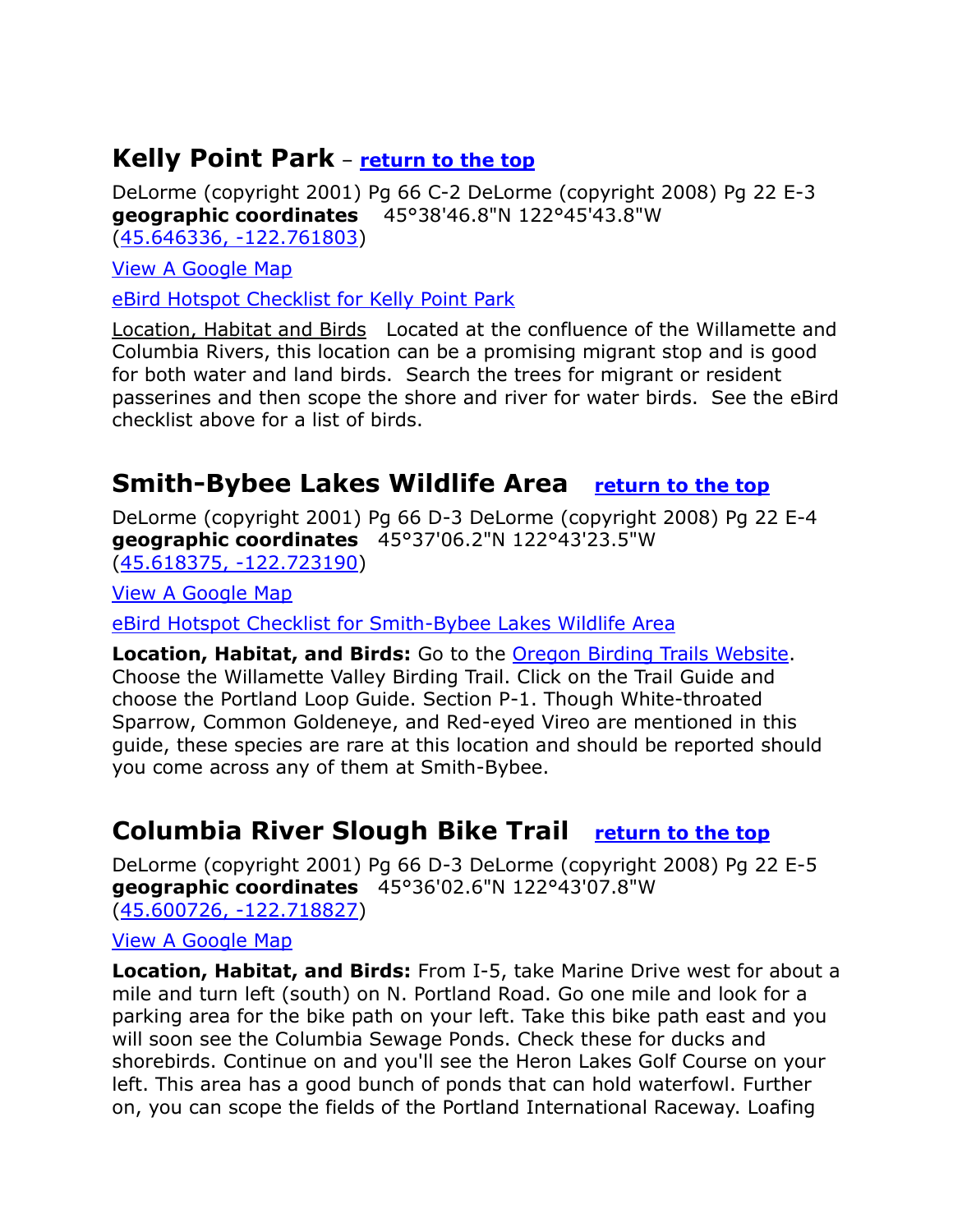## Kelly Point Park – return to the top

DeLorme (copyright 2001) Pg 66 C-2 DeLorme (copyright 2008) Pg 22 E-3
**geographic coordinates** 45°38'46.8"N 122°45'43.8"W
(45.646336, -122.761803)

View A Google Map

eBird Hotspot Checklist for Kelly Point Park

Location, Habitat and Birds Located at the confluence of the Willamette and Columbia Rivers, this location can be a promising migrant stop and is good for both water and land birds. Search the trees for migrant or resident passerines and then scope the shore and river for water birds. See the eBird checklist above for a list of birds.

## Smith-Bybee Lakes Wildlife Area return to the top

DeLorme (copyright 2001) Pg 66 D-3 DeLorme (copyright 2008) Pg 22 E-4
**geographic coordinates** 45°37'06.2"N 122°43'23.5"W
(45.618375, -122.723190)

View A Google Map

eBird Hotspot Checklist for Smith-Bybee Lakes Wildlife Area

**Location, Habitat, and Birds:** Go to the Oregon Birding Trails Website. Choose the Willamette Valley Birding Trail. Click on the Trail Guide and choose the Portland Loop Guide. Section P-1. Though White-throated Sparrow, Common Goldeneye, and Red-eyed Vireo are mentioned in this guide, these species are rare at this location and should be reported should you come across any of them at Smith-Bybee.

## Columbia River Slough Bike Trail return to the top

DeLorme (copyright 2001) Pg 66 D-3 DeLorme (copyright 2008) Pg 22 E-5
**geographic coordinates** 45°36'02.6"N 122°43'07.8"W
(45.600726, -122.718827)

View A Google Map

**Location, Habitat, and Birds:** From I-5, take Marine Drive west for about a mile and turn left (south) on N. Portland Road. Go one mile and look for a parking area for the bike path on your left. Take this bike path east and you will soon see the Columbia Sewage Ponds. Check these for ducks and shorebirds. Continue on and you'll see the Heron Lakes Golf Course on your left. This area has a good bunch of ponds that can hold waterfowl. Further on, you can scope the fields of the Portland International Raceway. Loafing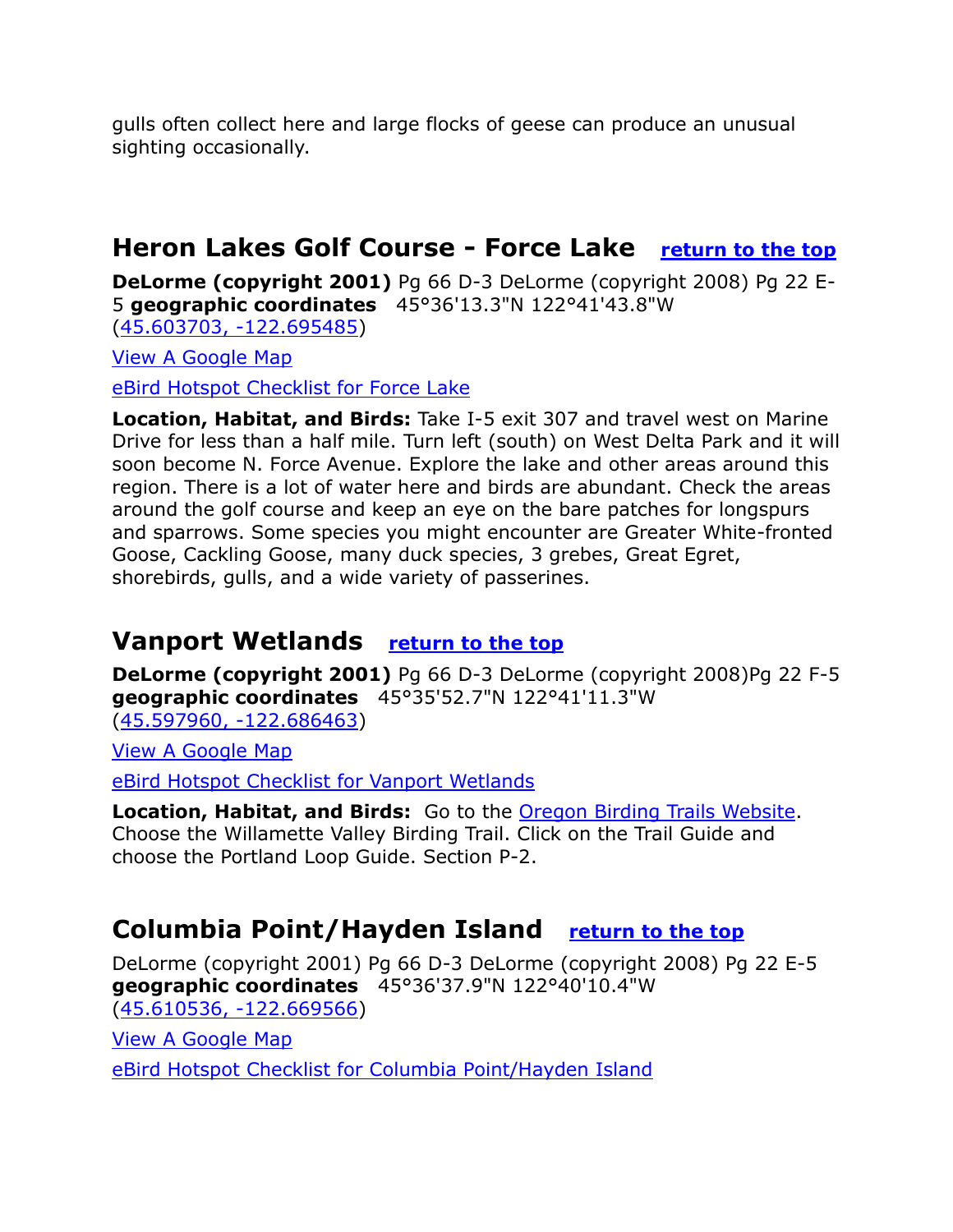gulls often collect here and large flocks of geese can produce an unusual sighting occasionally.

## Heron Lakes Golf Course - Force Lake [return to the top]

**DeLorme (copyright 2001)** Pg 66 D-3 DeLorme (copyright 2008) Pg 22 E-5 **geographic coordinates** 45°36'13.3"N 122°41'43.8"W (45.603703, -122.695485)

View A Google Map

eBird Hotspot Checklist for Force Lake

**Location, Habitat, and Birds:** Take I-5 exit 307 and travel west on Marine Drive for less than a half mile. Turn left (south) on West Delta Park and it will soon become N. Force Avenue. Explore the lake and other areas around this region. There is a lot of water here and birds are abundant. Check the areas around the golf course and keep an eye on the bare patches for longspurs and sparrows. Some species you might encounter are Greater White-fronted Goose, Cackling Goose, many duck species, 3 grebes, Great Egret, shorebirds, gulls, and a wide variety of passerines.

## Vanport Wetlands [return to the top]

**DeLorme (copyright 2001)** Pg 66 D-3 DeLorme (copyright 2008)Pg 22 F-5 **geographic coordinates** 45°35'52.7"N 122°41'11.3"W (45.597960, -122.686463)

View A Google Map

eBird Hotspot Checklist for Vanport Wetlands

**Location, Habitat, and Birds:** Go to the Oregon Birding Trails Website. Choose the Willamette Valley Birding Trail. Click on the Trail Guide and choose the Portland Loop Guide. Section P-2.

## Columbia Point/Hayden Island [return to the top]

DeLorme (copyright 2001) Pg 66 D-3 DeLorme (copyright 2008) Pg 22 E-5 **geographic coordinates** 45°36'37.9"N 122°40'10.4"W (45.610536, -122.669566)

View A Google Map

eBird Hotspot Checklist for Columbia Point/Hayden Island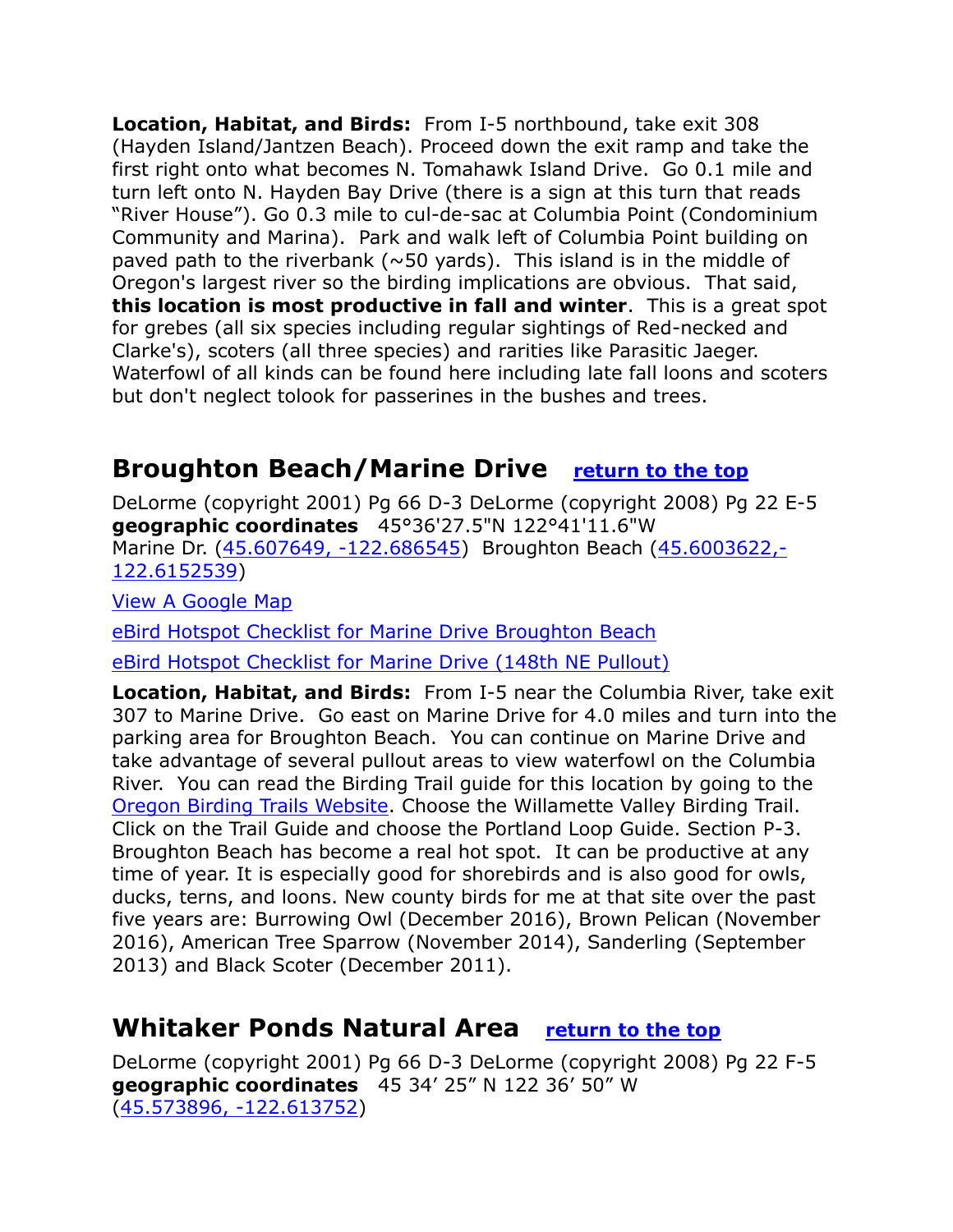**Location, Habitat, and Birds:** From I-5 northbound, take exit 308 (Hayden Island/Jantzen Beach). Proceed down the exit ramp and take the first right onto what becomes N. Tomahawk Island Drive. Go 0.1 mile and turn left onto N. Hayden Bay Drive (there is a sign at this turn that reads "River House"). Go 0.3 mile to cul-de-sac at Columbia Point (Condominium Community and Marina). Park and walk left of Columbia Point building on paved path to the riverbank (~50 yards). This island is in the middle of Oregon's largest river so the birding implications are obvious. That said, **this location is most productive in fall and winter**. This is a great spot for grebes (all six species including regular sightings of Red-necked and Clarke's), scoters (all three species) and rarities like Parasitic Jaeger. Waterfowl of all kinds can be found here including late fall loons and scoters but don't neglect tolook for passerines in the bushes and trees.

## Broughton Beach/Marine Drive [return to the top]

DeLorme (copyright 2001) Pg 66 D-3 DeLorme (copyright 2008) Pg 22 E-5
**geographic coordinates** 45°36'27.5"N 122°41'11.6"W
Marine Dr. (45.607649, -122.686545) Broughton Beach (45.6003622,-122.6152539)

View A Google Map

eBird Hotspot Checklist for Marine Drive Broughton Beach

eBird Hotspot Checklist for Marine Drive (148th NE Pullout)

**Location, Habitat, and Birds:** From I-5 near the Columbia River, take exit 307 to Marine Drive. Go east on Marine Drive for 4.0 miles and turn into the parking area for Broughton Beach. You can continue on Marine Drive and take advantage of several pullout areas to view waterfowl on the Columbia River. You can read the Birding Trail guide for this location by going to the Oregon Birding Trails Website. Choose the Willamette Valley Birding Trail. Click on the Trail Guide and choose the Portland Loop Guide. Section P-3. Broughton Beach has become a real hot spot. It can be productive at any time of year. It is especially good for shorebirds and is also good for owls, ducks, terns, and loons. New county birds for me at that site over the past five years are: Burrowing Owl (December 2016), Brown Pelican (November 2016), American Tree Sparrow (November 2014), Sanderling (September 2013) and Black Scoter (December 2011).

## Whitaker Ponds Natural Area [return to the top]

DeLorme (copyright 2001) Pg 66 D-3 DeLorme (copyright 2008) Pg 22 F-5
**geographic coordinates** 45 34' 25" N 122 36' 50" W
(45.573896, -122.613752)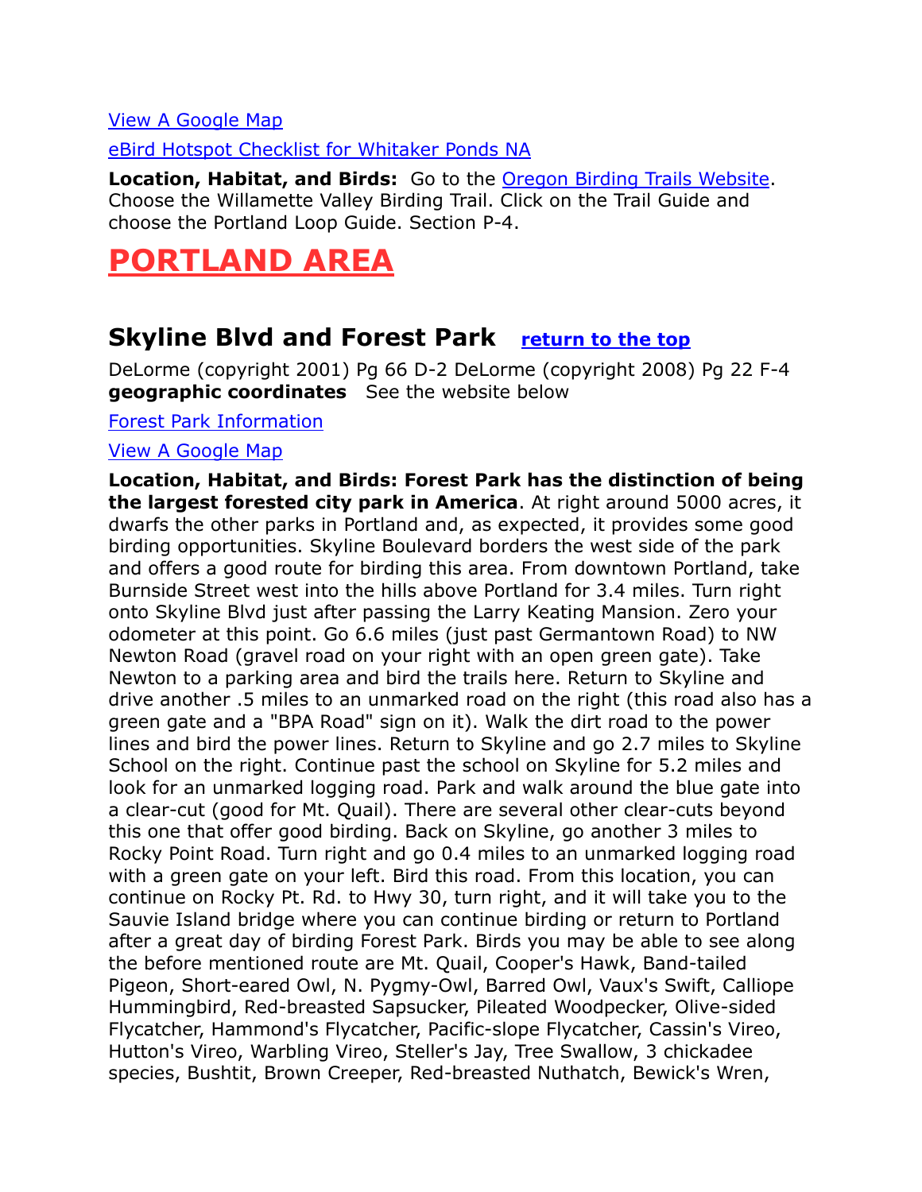[View A Google Map]

[eBird Hotspot Checklist for Whitaker Ponds NA]

**Location, Habitat, and Birds:** Go to the [Oregon Birding Trails Website]. Choose the Willamette Valley Birding Trail. Click on the Trail Guide and choose the Portland Loop Guide. Section P-4.

# PORTLAND AREA

## Skyline Blvd and Forest Park [return to the top]

DeLorme (copyright 2001) Pg 66 D-2 DeLorme (copyright 2008) Pg 22 F-4
**geographic coordinates** See the website below

[Forest Park Information]

[View A Google Map]

**Location, Habitat, and Birds: Forest Park has the distinction of being the largest forested city park in America**. At right around 5000 acres, it dwarfs the other parks in Portland and, as expected, it provides some good birding opportunities. Skyline Boulevard borders the west side of the park and offers a good route for birding this area. From downtown Portland, take Burnside Street west into the hills above Portland for 3.4 miles. Turn right onto Skyline Blvd just after passing the Larry Keating Mansion. Zero your odometer at this point. Go 6.6 miles (just past Germantown Road) to NW Newton Road (gravel road on your right with an open green gate). Take Newton to a parking area and bird the trails here. Return to Skyline and drive another .5 miles to an unmarked road on the right (this road also has a green gate and a "BPA Road" sign on it). Walk the dirt road to the power lines and bird the power lines. Return to Skyline and go 2.7 miles to Skyline School on the right. Continue past the school on Skyline for 5.2 miles and look for an unmarked logging road. Park and walk around the blue gate into a clear-cut (good for Mt. Quail). There are several other clear-cuts beyond this one that offer good birding. Back on Skyline, go another 3 miles to Rocky Point Road. Turn right and go 0.4 miles to an unmarked logging road with a green gate on your left. Bird this road. From this location, you can continue on Rocky Pt. Rd. to Hwy 30, turn right, and it will take you to the Sauvie Island bridge where you can continue birding or return to Portland after a great day of birding Forest Park. Birds you may be able to see along the before mentioned route are Mt. Quail, Cooper's Hawk, Band-tailed Pigeon, Short-eared Owl, N. Pygmy-Owl, Barred Owl, Vaux's Swift, Calliope Hummingbird, Red-breasted Sapsucker, Pileated Woodpecker, Olive-sided Flycatcher, Hammond's Flycatcher, Pacific-slope Flycatcher, Cassin's Vireo, Hutton's Vireo, Warbling Vireo, Steller's Jay, Tree Swallow, 3 chickadee species, Bushtit, Brown Creeper, Red-breasted Nuthatch, Bewick's Wren,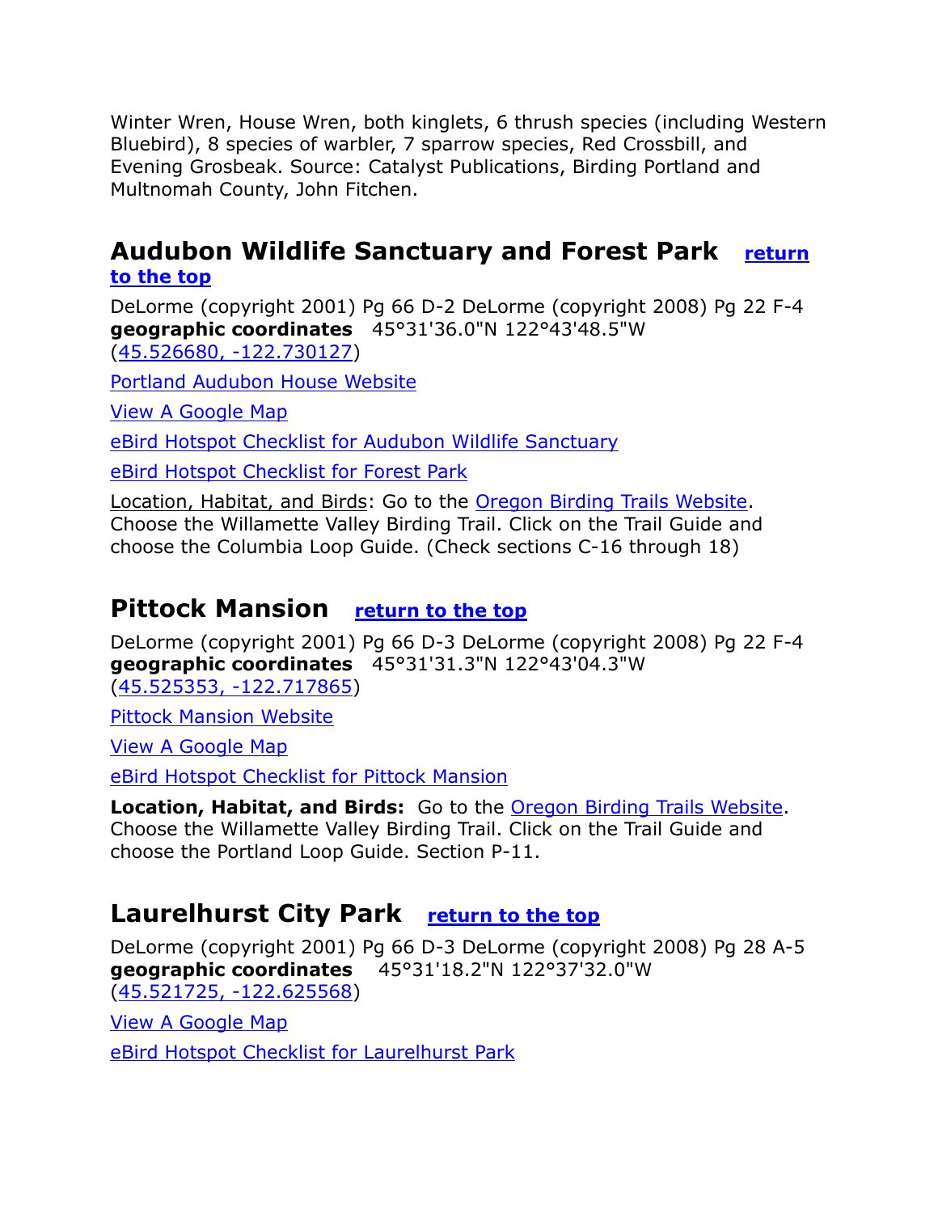Winter Wren, House Wren, both kinglets, 6 thrush species (including Western Bluebird), 8 species of warbler, 7 sparrow species, Red Crossbill, and Evening Grosbeak. Source: Catalyst Publications, Birding Portland and Multnomah County, John Fitchen.

## Audubon Wildlife Sanctuary and Forest Park [return to the top]

DeLorme (copyright 2001) Pg 66 D-2 DeLorme (copyright 2008) Pg 22 F-4
**geographic coordinates** 45°31'36.0"N 122°43'48.5"W
(45.526680, -122.730127)

Portland Audubon House Website

View A Google Map

eBird Hotspot Checklist for Audubon Wildlife Sanctuary

eBird Hotspot Checklist for Forest Park

Location, Habitat, and Birds: Go to the Oregon Birding Trails Website. Choose the Willamette Valley Birding Trail. Click on the Trail Guide and choose the Columbia Loop Guide. (Check sections C-16 through 18)

## Pittock Mansion [return to the top]

DeLorme (copyright 2001) Pg 66 D-3 DeLorme (copyright 2008) Pg 22 F-4
**geographic coordinates** 45°31'31.3"N 122°43'04.3"W
(45.525353, -122.717865)

Pittock Mansion Website

View A Google Map

eBird Hotspot Checklist for Pittock Mansion

**Location, Habitat, and Birds:** Go to the Oregon Birding Trails Website. Choose the Willamette Valley Birding Trail. Click on the Trail Guide and choose the Portland Loop Guide. Section P-11.

## Laurelhurst City Park [return to the top]

DeLorme (copyright 2001) Pg 66 D-3 DeLorme (copyright 2008) Pg 28 A-5
**geographic coordinates** 45°31'18.2"N 122°37'32.0"W
(45.521725, -122.625568)

View A Google Map

eBird Hotspot Checklist for Laurelhurst Park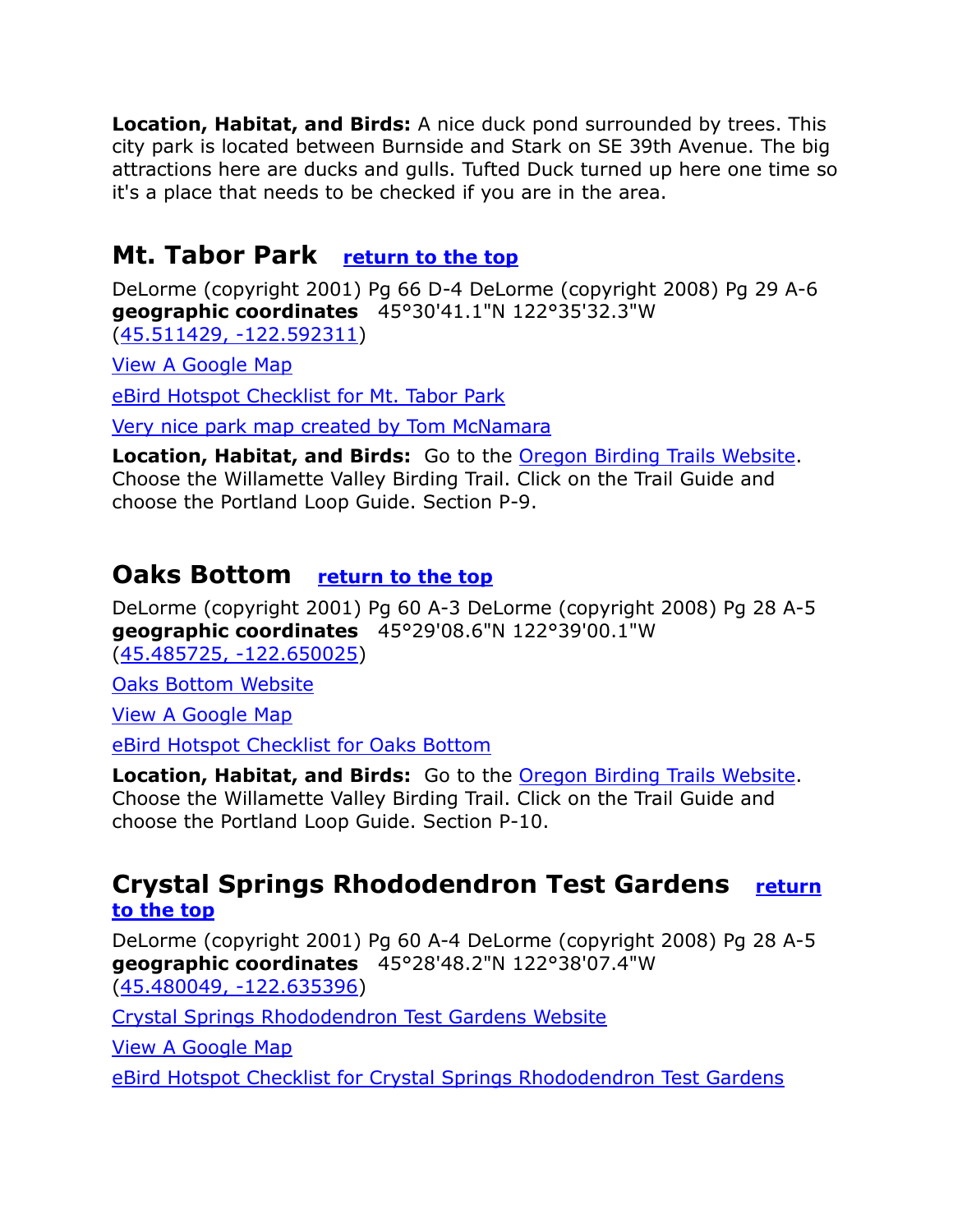**Location, Habitat, and Birds:** A nice duck pond surrounded by trees. This city park is located between Burnside and Stark on SE 39th Avenue. The big attractions here are ducks and gulls. Tufted Duck turned up here one time so it's a place that needs to be checked if you are in the area.

## Mt. Tabor Park [return to the top]

DeLorme (copyright 2001) Pg 66 D-4 DeLorme (copyright 2008) Pg 29 A-6
**geographic coordinates** 45°30'41.1"N 122°35'32.3"W
(45.511429, -122.592311)

View A Google Map

eBird Hotspot Checklist for Mt. Tabor Park

Very nice park map created by Tom McNamara

**Location, Habitat, and Birds:** Go to the Oregon Birding Trails Website. Choose the Willamette Valley Birding Trail. Click on the Trail Guide and choose the Portland Loop Guide. Section P-9.

## Oaks Bottom [return to the top]

DeLorme (copyright 2001) Pg 60 A-3 DeLorme (copyright 2008) Pg 28 A-5
**geographic coordinates** 45°29'08.6"N 122°39'00.1"W
(45.485725, -122.650025)

Oaks Bottom Website

View A Google Map

eBird Hotspot Checklist for Oaks Bottom

**Location, Habitat, and Birds:** Go to the Oregon Birding Trails Website. Choose the Willamette Valley Birding Trail. Click on the Trail Guide and choose the Portland Loop Guide. Section P-10.

## Crystal Springs Rhododendron Test Gardens [return to the top]

DeLorme (copyright 2001) Pg 60 A-4 DeLorme (copyright 2008) Pg 28 A-5
**geographic coordinates** 45°28'48.2"N 122°38'07.4"W
(45.480049, -122.635396)

Crystal Springs Rhododendron Test Gardens Website

View A Google Map

eBird Hotspot Checklist for Crystal Springs Rhododendron Test Gardens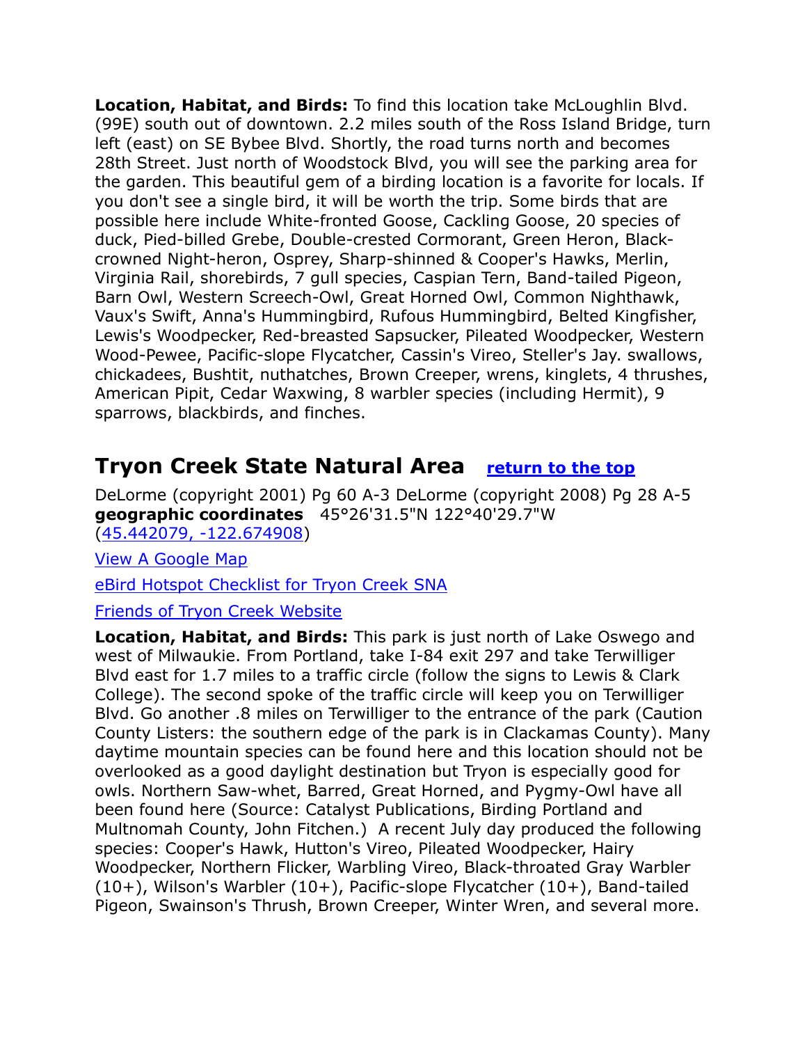**Location, Habitat, and Birds:** To find this location take McLoughlin Blvd. (99E) south out of downtown. 2.2 miles south of the Ross Island Bridge, turn left (east) on SE Bybee Blvd. Shortly, the road turns north and becomes 28th Street. Just north of Woodstock Blvd, you will see the parking area for the garden. This beautiful gem of a birding location is a favorite for locals. If you don't see a single bird, it will be worth the trip. Some birds that are possible here include White-fronted Goose, Cackling Goose, 20 species of duck, Pied-billed Grebe, Double-crested Cormorant, Green Heron, Black-crowned Night-heron, Osprey, Sharp-shinned & Cooper's Hawks, Merlin, Virginia Rail, shorebirds, 7 gull species, Caspian Tern, Band-tailed Pigeon, Barn Owl, Western Screech-Owl, Great Horned Owl, Common Nighthawk, Vaux's Swift, Anna's Hummingbird, Rufous Hummingbird, Belted Kingfisher, Lewis's Woodpecker, Red-breasted Sapsucker, Pileated Woodpecker, Western Wood-Pewee, Pacific-slope Flycatcher, Cassin's Vireo, Steller's Jay. swallows, chickadees, Bushtit, nuthatches, Brown Creeper, wrens, kinglets, 4 thrushes, American Pipit, Cedar Waxwing, 8 warbler species (including Hermit), 9 sparrows, blackbirds, and finches.

## Tryon Creek State Natural Area [return to the top]

DeLorme (copyright 2001) Pg 60 A-3 DeLorme (copyright 2008) Pg 28 A-5
**geographic coordinates** 45°26'31.5"N 122°40'29.7"W
(45.442079, -122.674908)

View A Google Map

eBird Hotspot Checklist for Tryon Creek SNA

Friends of Tryon Creek Website

**Location, Habitat, and Birds:** This park is just north of Lake Oswego and west of Milwaukie. From Portland, take I-84 exit 297 and take Terwilliger Blvd east for 1.7 miles to a traffic circle (follow the signs to Lewis & Clark College). The second spoke of the traffic circle will keep you on Terwilliger Blvd. Go another .8 miles on Terwilliger to the entrance of the park (Caution County Listers: the southern edge of the park is in Clackamas County). Many daytime mountain species can be found here and this location should not be overlooked as a good daylight destination but Tryon is especially good for owls. Northern Saw-whet, Barred, Great Horned, and Pygmy-Owl have all been found here (Source: Catalyst Publications, Birding Portland and Multnomah County, John Fitchen.) A recent July day produced the following species: Cooper's Hawk, Hutton's Vireo, Pileated Woodpecker, Hairy Woodpecker, Northern Flicker, Warbling Vireo, Black-throated Gray Warbler (10+), Wilson's Warbler (10+), Pacific-slope Flycatcher (10+), Band-tailed Pigeon, Swainson's Thrush, Brown Creeper, Winter Wren, and several more.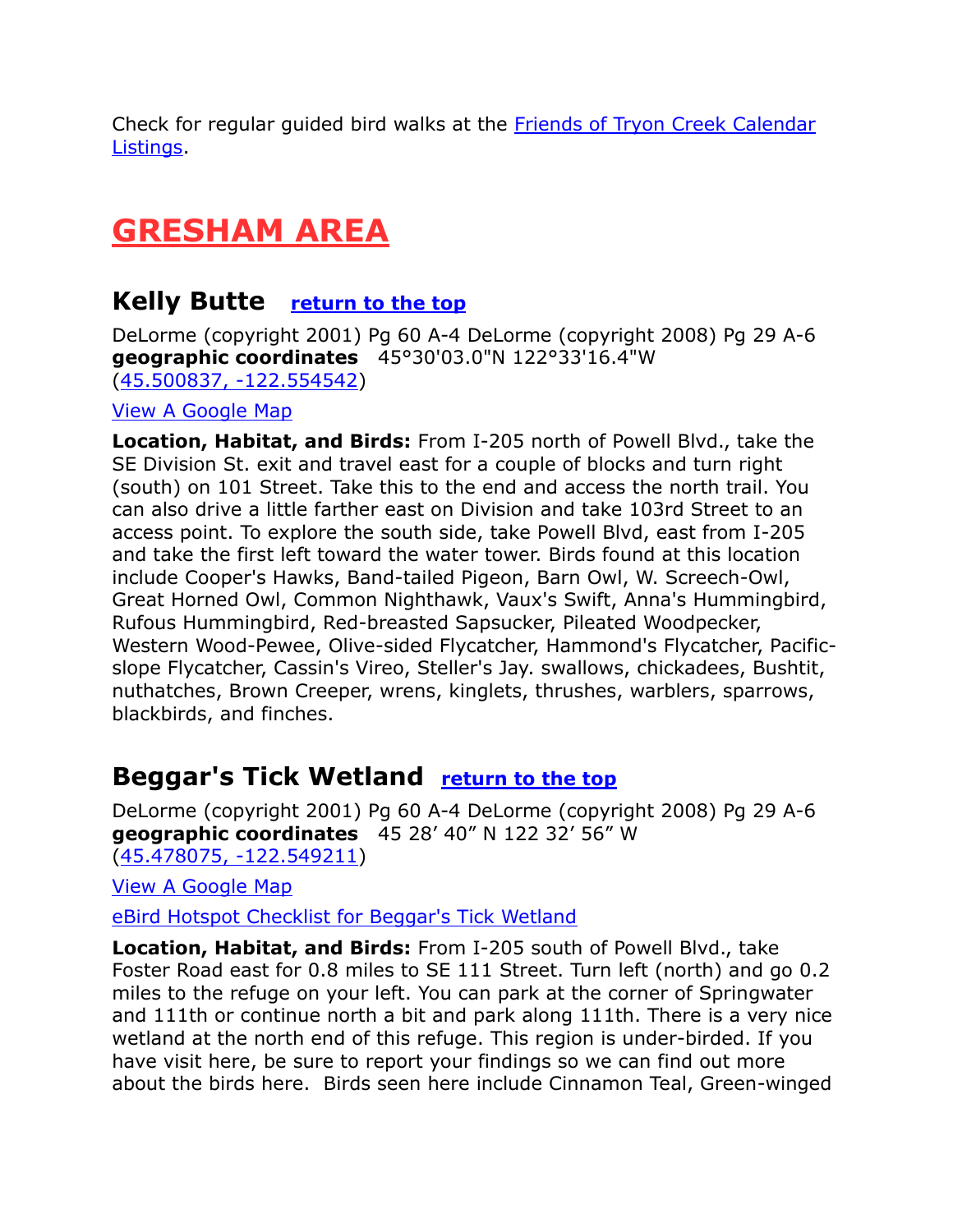Check for regular guided bird walks at the [Friends of Tryon Creek Calendar Listings](#).

# GRESHAM AREA

## Kelly Butte [return to the top](#)

DeLorme (copyright 2001) Pg 60 A-4 DeLorme (copyright 2008) Pg 29 A-6
**geographic coordinates** 45°30'03.0"N 122°33'16.4"W
([45.500837, -122.554542](#))

[View A Google Map](#)

**Location, Habitat, and Birds:** From I-205 north of Powell Blvd., take the SE Division St. exit and travel east for a couple of blocks and turn right (south) on 101 Street. Take this to the end and access the north trail. You can also drive a little farther east on Division and take 103rd Street to an access point. To explore the south side, take Powell Blvd, east from I-205 and take the first left toward the water tower. Birds found at this location include Cooper's Hawks, Band-tailed Pigeon, Barn Owl, W. Screech-Owl, Great Horned Owl, Common Nighthawk, Vaux's Swift, Anna's Hummingbird, Rufous Hummingbird, Red-breasted Sapsucker, Pileated Woodpecker, Western Wood-Pewee, Olive-sided Flycatcher, Hammond's Flycatcher, Pacific-slope Flycatcher, Cassin's Vireo, Steller's Jay. swallows, chickadees, Bushtit, nuthatches, Brown Creeper, wrens, kinglets, thrushes, warblers, sparrows, blackbirds, and finches.

## Beggar's Tick Wetland [return to the top](#)

DeLorme (copyright 2001) Pg 60 A-4 DeLorme (copyright 2008) Pg 29 A-6
**geographic coordinates** 45 28′ 40″ N 122 32′ 56″ W
([45.478075, -122.549211](#))

[View A Google Map](#)

[eBird Hotspot Checklist for Beggar's Tick Wetland](#)

**Location, Habitat, and Birds:** From I-205 south of Powell Blvd., take Foster Road east for 0.8 miles to SE 111 Street. Turn left (north) and go 0.2 miles to the refuge on your left. You can park at the corner of Springwater and 111th or continue north a bit and park along 111th. There is a very nice wetland at the north end of this refuge. This region is under-birded. If you have visit here, be sure to report your findings so we can find out more about the birds here. Birds seen here include Cinnamon Teal, Green-winged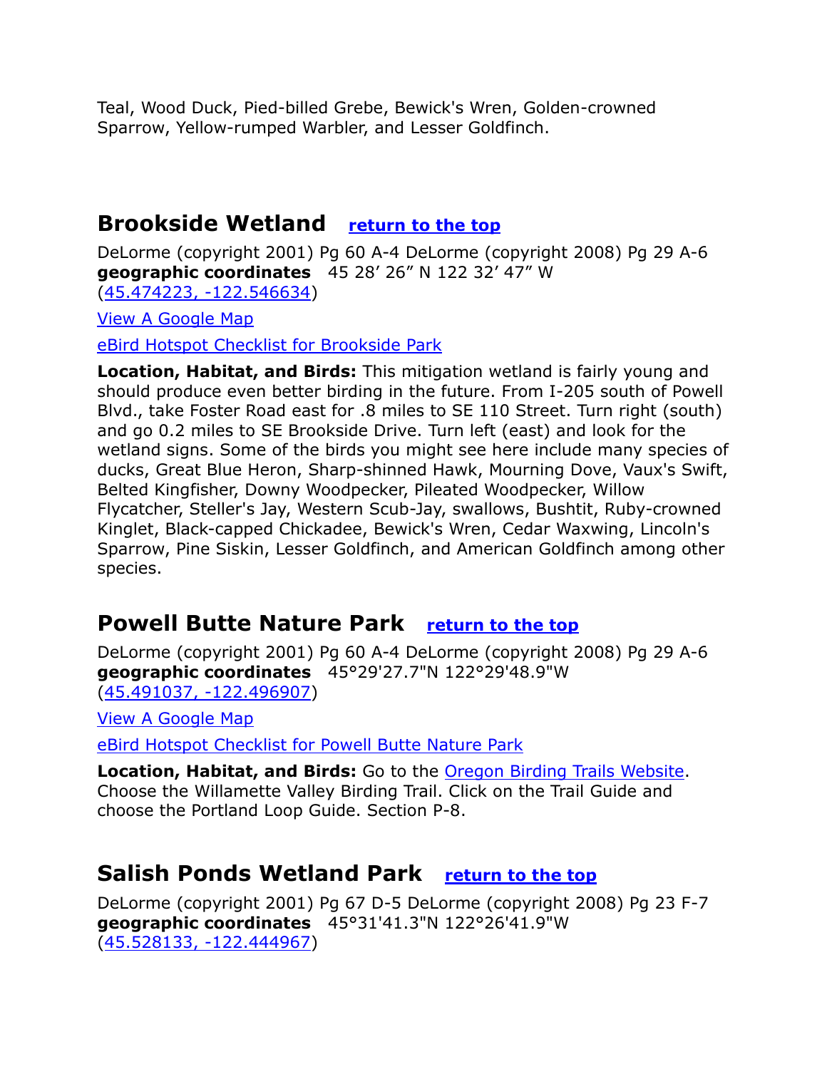Teal, Wood Duck, Pied-billed Grebe, Bewick's Wren, Golden-crowned Sparrow, Yellow-rumped Warbler, and Lesser Goldfinch.

## Brookside Wetland [return to the top]

DeLorme (copyright 2001) Pg 60 A-4 DeLorme (copyright 2008) Pg 29 A-6
**geographic coordinates** 45 28’ 26” N 122 32’ 47” W
([45.474223, -122.546634])

[View A Google Map]

[eBird Hotspot Checklist for Brookside Park]

**Location, Habitat, and Birds:** This mitigation wetland is fairly young and should produce even better birding in the future. From I-205 south of Powell Blvd., take Foster Road east for .8 miles to SE 110 Street. Turn right (south) and go 0.2 miles to SE Brookside Drive. Turn left (east) and look for the wetland signs. Some of the birds you might see here include many species of ducks, Great Blue Heron, Sharp-shinned Hawk, Mourning Dove, Vaux's Swift, Belted Kingfisher, Downy Woodpecker, Pileated Woodpecker, Willow Flycatcher, Steller's Jay, Western Scub-Jay, swallows, Bushtit, Ruby-crowned Kinglet, Black-capped Chickadee, Bewick's Wren, Cedar Waxwing, Lincoln's Sparrow, Pine Siskin, Lesser Goldfinch, and American Goldfinch among other species.

## Powell Butte Nature Park [return to the top]

DeLorme (copyright 2001) Pg 60 A-4 DeLorme (copyright 2008) Pg 29 A-6
**geographic coordinates** 45°29'27.7"N 122°29'48.9"W
([45.491037, -122.496907])

[View A Google Map]

[eBird Hotspot Checklist for Powell Butte Nature Park]

**Location, Habitat, and Birds:** Go to the [Oregon Birding Trails Website]. Choose the Willamette Valley Birding Trail. Click on the Trail Guide and choose the Portland Loop Guide. Section P-8.

## Salish Ponds Wetland Park [return to the top]

DeLorme (copyright 2001) Pg 67 D-5 DeLorme (copyright 2008) Pg 23 F-7
**geographic coordinates** 45°31'41.3"N 122°26'41.9"W
([45.528133, -122.444967])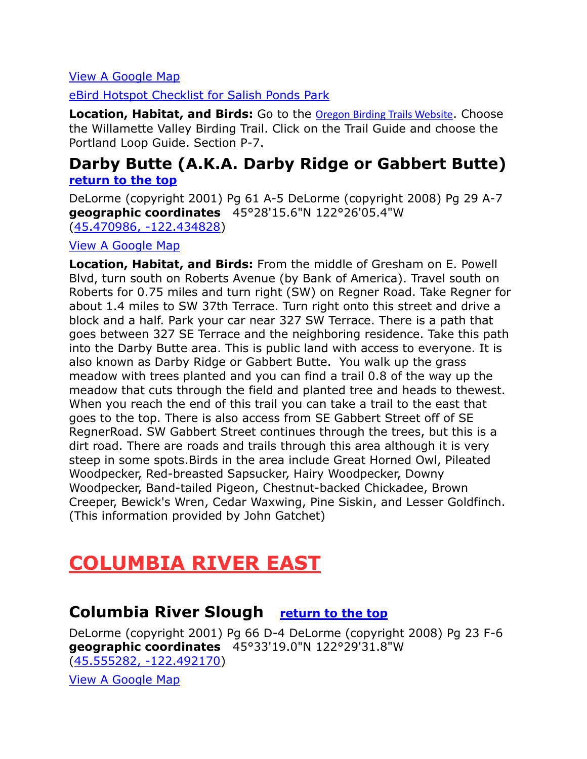View A Google Map

eBird Hotspot Checklist for Salish Ponds Park

**Location, Habitat, and Birds:** Go to the Oregon Birding Trails Website. Choose the Willamette Valley Birding Trail. Click on the Trail Guide and choose the Portland Loop Guide. Section P-7.

## Darby Butte (A.K.A. Darby Ridge or Gabbert Butte)

**return to the top**

DeLorme (copyright 2001) Pg 61 A-5 DeLorme (copyright 2008) Pg 29 A-7
**geographic coordinates** 45°28'15.6"N 122°26'05.4"W
(45.470986, -122.434828)

View A Google Map

**Location, Habitat, and Birds:** From the middle of Gresham on E. Powell Blvd, turn south on Roberts Avenue (by Bank of America). Travel south on Roberts for 0.75 miles and turn right (SW) on Regner Road. Take Regner for about 1.4 miles to SW 37th Terrace. Turn right onto this street and drive a block and a half. Park your car near 327 SW Terrace. There is a path that goes between 327 SE Terrace and the neighboring residence. Take this path into the Darby Butte area. This is public land with access to everyone. It is also known as Darby Ridge or Gabbert Butte. You walk up the grass meadow with trees planted and you can find a trail 0.8 of the way up the meadow that cuts through the field and planted tree and heads to thewest. When you reach the end of this trail you can take a trail to the east that goes to the top. There is also access from SE Gabbert Street off of SE RegnerRoad. SW Gabbert Street continues through the trees, but this is a dirt road. There are roads and trails through this area although it is very steep in some spots.Birds in the area include Great Horned Owl, Pileated Woodpecker, Red-breasted Sapsucker, Hairy Woodpecker, Downy Woodpecker, Band-tailed Pigeon, Chestnut-backed Chickadee, Brown Creeper, Bewick's Wren, Cedar Waxwing, Pine Siskin, and Lesser Goldfinch. (This information provided by John Gatchet)

# COLUMBIA RIVER EAST

## Columbia River Slough

**return to the top**

DeLorme (copyright 2001) Pg 66 D-4 DeLorme (copyright 2008) Pg 23 F-6
**geographic coordinates** 45°33'19.0"N 122°29'31.8"W
(45.555282, -122.492170)

View A Google Map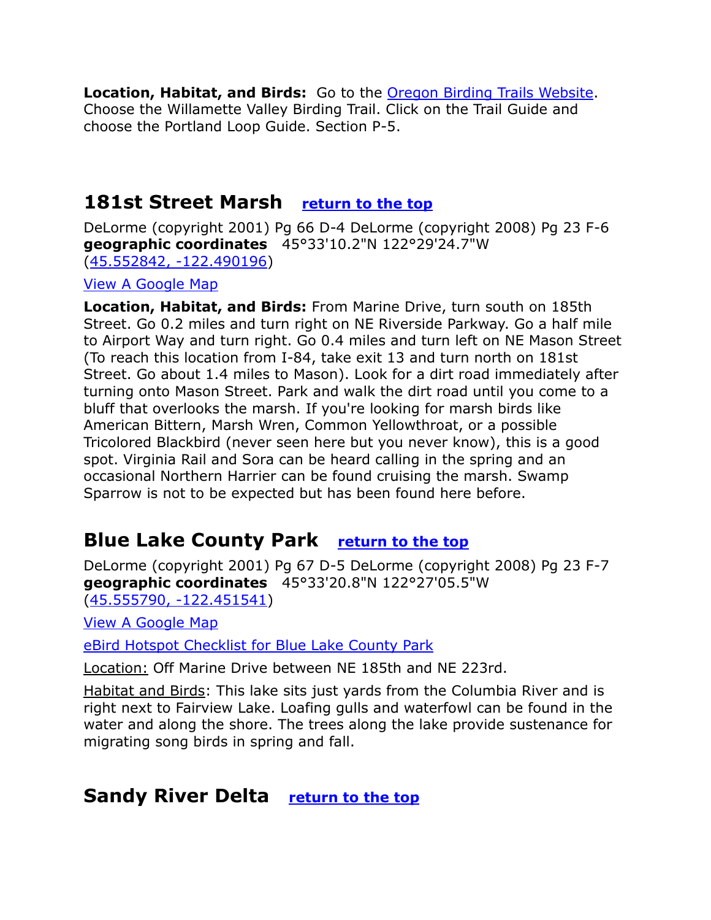**Location, Habitat, and Birds:** Go to the [Oregon Birding Trails Website](). Choose the Willamette Valley Birding Trail. Click on the Trail Guide and choose the Portland Loop Guide. Section P-5.

## 181st Street Marsh [return to the top]()

DeLorme (copyright 2001) Pg 66 D-4 DeLorme (copyright 2008) Pg 23 F-6
**geographic coordinates** 45°33'10.2"N 122°29'24.7"W
([45.552842, -122.490196]())

[View A Google Map]()

**Location, Habitat, and Birds:** From Marine Drive, turn south on 185th Street. Go 0.2 miles and turn right on NE Riverside Parkway. Go a half mile to Airport Way and turn right. Go 0.4 miles and turn left on NE Mason Street (To reach this location from I-84, take exit 13 and turn north on 181st Street. Go about 1.4 miles to Mason). Look for a dirt road immediately after turning onto Mason Street. Park and walk the dirt road until you come to a bluff that overlooks the marsh. If you're looking for marsh birds like American Bittern, Marsh Wren, Common Yellowthroat, or a possible Tricolored Blackbird (never seen here but you never know), this is a good spot. Virginia Rail and Sora can be heard calling in the spring and an occasional Northern Harrier can be found cruising the marsh. Swamp Sparrow is not to be expected but has been found here before.

## Blue Lake County Park [return to the top]()

DeLorme (copyright 2001) Pg 67 D-5 DeLorme (copyright 2008) Pg 23 F-7
**geographic coordinates** 45°33'20.8"N 122°27'05.5"W
([45.555790, -122.451541]())

[View A Google Map]()

[eBird Hotspot Checklist for Blue Lake County Park]()

Location: Off Marine Drive between NE 185th and NE 223rd.

Habitat and Birds: This lake sits just yards from the Columbia River and is right next to Fairview Lake. Loafing gulls and waterfowl can be found in the water and along the shore. The trees along the lake provide sustenance for migrating song birds in spring and fall.

## Sandy River Delta [return to the top]()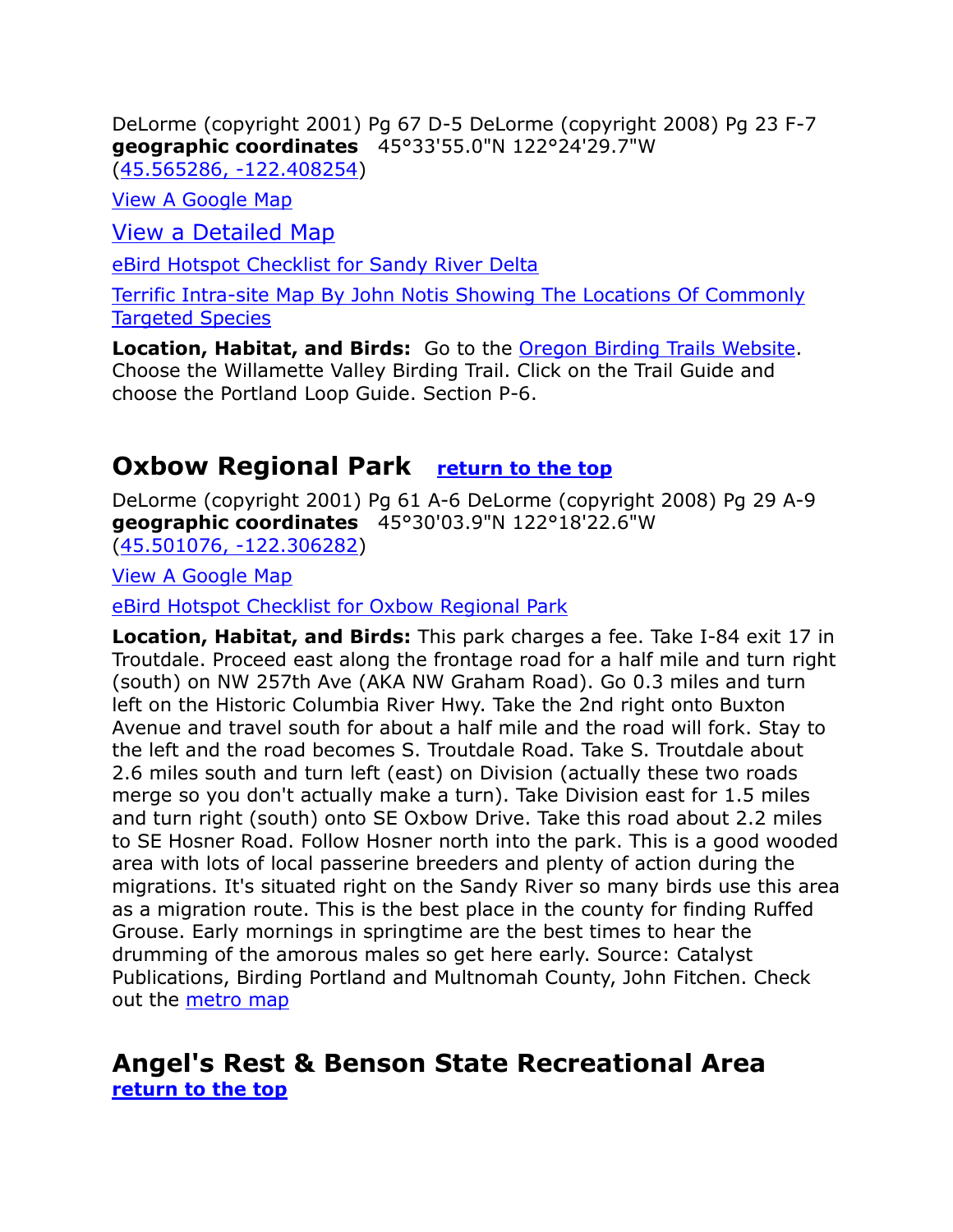DeLorme (copyright 2001) Pg 67 D-5 DeLorme (copyright 2008) Pg 23 F-7
**geographic coordinates** 45°33'55.0"N 122°24'29.7"W
(45.565286, -122.408254)

View A Google Map

View a Detailed Map

eBird Hotspot Checklist for Sandy River Delta

Terrific Intra-site Map By John Notis Showing The Locations Of Commonly Targeted Species

**Location, Habitat, and Birds:** Go to the Oregon Birding Trails Website. Choose the Willamette Valley Birding Trail. Click on the Trail Guide and choose the Portland Loop Guide. Section P-6.

## Oxbow Regional Park **return to the top**

DeLorme (copyright 2001) Pg 61 A-6 DeLorme (copyright 2008) Pg 29 A-9
**geographic coordinates** 45°30'03.9"N 122°18'22.6"W
(45.501076, -122.306282)

View A Google Map

eBird Hotspot Checklist for Oxbow Regional Park

**Location, Habitat, and Birds:** This park charges a fee. Take I-84 exit 17 in Troutdale. Proceed east along the frontage road for a half mile and turn right (south) on NW 257th Ave (AKA NW Graham Road). Go 0.3 miles and turn left on the Historic Columbia River Hwy. Take the 2nd right onto Buxton Avenue and travel south for about a half mile and the road will fork. Stay to the left and the road becomes S. Troutdale Road. Take S. Troutdale about 2.6 miles south and turn left (east) on Division (actually these two roads merge so you don't actually make a turn). Take Division east for 1.5 miles and turn right (south) onto SE Oxbow Drive. Take this road about 2.2 miles to SE Hosner Road. Follow Hosner north into the park. This is a good wooded area with lots of local passerine breeders and plenty of action during the migrations. It's situated right on the Sandy River so many birds use this area as a migration route. This is the best place in the county for finding Ruffed Grouse. Early mornings in springtime are the best times to hear the drumming of the amorous males so get here early. Source: Catalyst Publications, Birding Portland and Multnomah County, John Fitchen. Check out the metro map

## Angel's Rest & Benson State Recreational Area

**return to the top**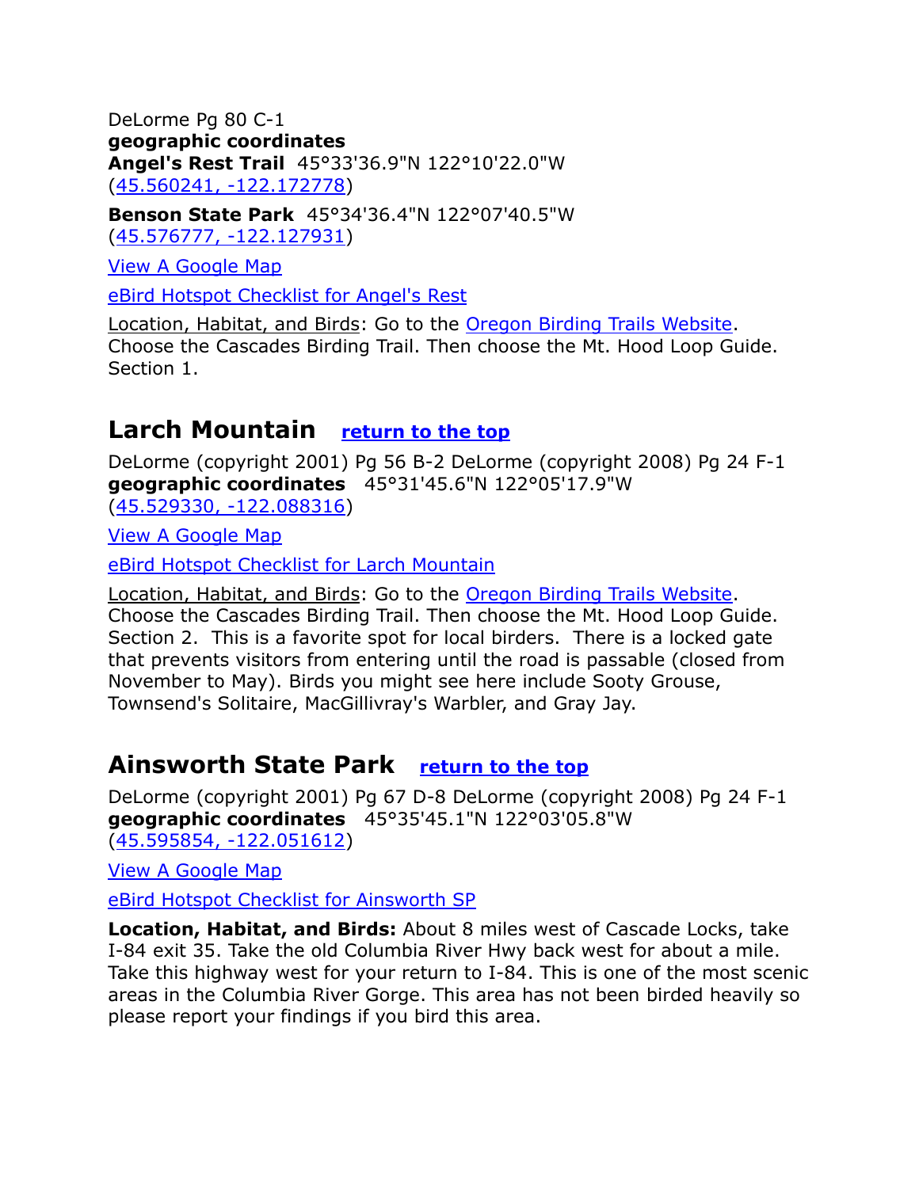DeLorme Pg 80 C-1
**geographic coordinates**
**Angel's Rest Trail** 45°33'36.9"N 122°10'22.0"W
(45.560241, -122.172778)

**Benson State Park** 45°34'36.4"N 122°07'40.5"W
(45.576777, -122.127931)

View A Google Map

eBird Hotspot Checklist for Angel's Rest

Location, Habitat, and Birds: Go to the Oregon Birding Trails Website. Choose the Cascades Birding Trail. Then choose the Mt. Hood Loop Guide. Section 1.

## Larch Mountain return to the top

DeLorme (copyright 2001) Pg 56 B-2 DeLorme (copyright 2008) Pg 24 F-1
**geographic coordinates** 45°31'45.6"N 122°05'17.9"W
(45.529330, -122.088316)

View A Google Map

eBird Hotspot Checklist for Larch Mountain

Location, Habitat, and Birds: Go to the Oregon Birding Trails Website. Choose the Cascades Birding Trail. Then choose the Mt. Hood Loop Guide. Section 2. This is a favorite spot for local birders. There is a locked gate that prevents visitors from entering until the road is passable (closed from November to May). Birds you might see here include Sooty Grouse, Townsend's Solitaire, MacGillivray's Warbler, and Gray Jay.

## Ainsworth State Park return to the top

DeLorme (copyright 2001) Pg 67 D-8 DeLorme (copyright 2008) Pg 24 F-1
**geographic coordinates** 45°35'45.1"N 122°03'05.8"W
(45.595854, -122.051612)

View A Google Map

eBird Hotspot Checklist for Ainsworth SP

**Location, Habitat, and Birds:** About 8 miles west of Cascade Locks, take I-84 exit 35. Take the old Columbia River Hwy back west for about a mile. Take this highway west for your return to I-84. This is one of the most scenic areas in the Columbia River Gorge. This area has not been birded heavily so please report your findings if you bird this area.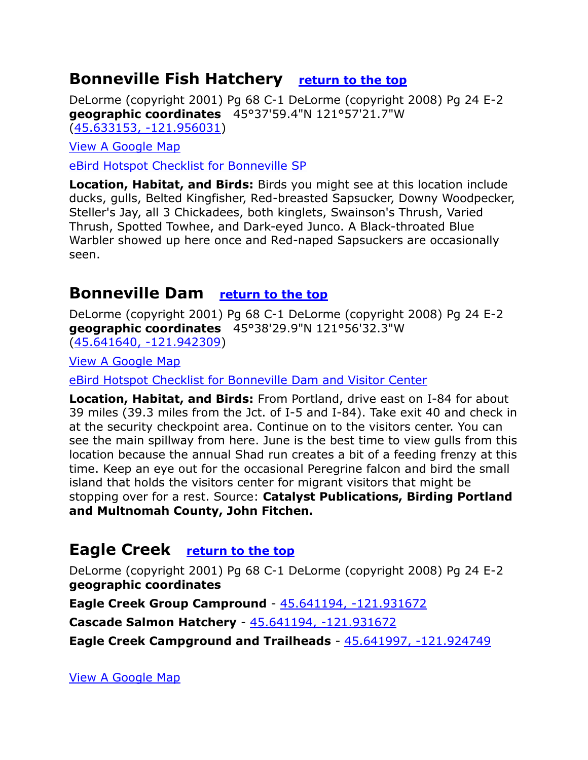## Bonneville Fish Hatchery [return to the top]

DeLorme (copyright 2001) Pg 68 C-1 DeLorme (copyright 2008) Pg 24 E-2
**geographic coordinates** 45°37'59.4"N 121°57'21.7"W
(45.633153, -121.956031)

View A Google Map

eBird Hotspot Checklist for Bonneville SP

**Location, Habitat, and Birds:** Birds you might see at this location include ducks, gulls, Belted Kingfisher, Red-breasted Sapsucker, Downy Woodpecker, Steller's Jay, all 3 Chickadees, both kinglets, Swainson's Thrush, Varied Thrush, Spotted Towhee, and Dark-eyed Junco. A Black-throated Blue Warbler showed up here once and Red-naped Sapsuckers are occasionally seen.

## Bonneville Dam [return to the top]

DeLorme (copyright 2001) Pg 68 C-1 DeLorme (copyright 2008) Pg 24 E-2
**geographic coordinates** 45°38'29.9"N 121°56'32.3"W
(45.641640, -121.942309)

View A Google Map

eBird Hotspot Checklist for Bonneville Dam and Visitor Center

**Location, Habitat, and Birds:** From Portland, drive east on I-84 for about 39 miles (39.3 miles from the Jct. of I-5 and I-84). Take exit 40 and check in at the security checkpoint area. Continue on to the visitors center. You can see the main spillway from here. June is the best time to view gulls from this location because the annual Shad run creates a bit of a feeding frenzy at this time. Keep an eye out for the occasional Peregrine falcon and bird the small island that holds the visitors center for migrant visitors that might be stopping over for a rest. Source: **Catalyst Publications, Birding Portland and Multnomah County, John Fitchen.**

## Eagle Creek [return to the top]

DeLorme (copyright 2001) Pg 68 C-1 DeLorme (copyright 2008) Pg 24 E-2
**geographic coordinates**

**Eagle Creek Group Campround** - 45.641194, -121.931672

**Cascade Salmon Hatchery** - 45.641194, -121.931672

**Eagle Creek Campground and Trailheads** - 45.641997, -121.924749

View A Google Map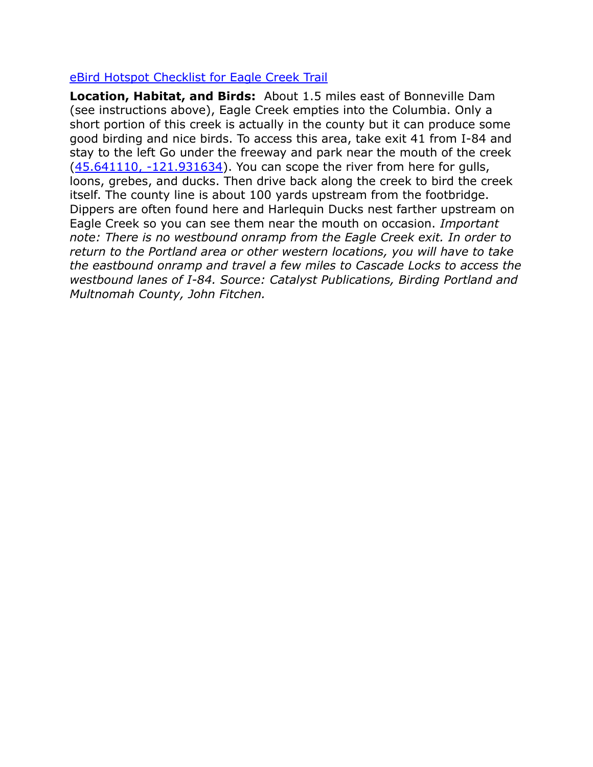[eBird Hotspot Checklist for Eagle Creek Trail]

**Location, Habitat, and Birds:** About 1.5 miles east of Bonneville Dam (see instructions above), Eagle Creek empties into the Columbia. Only a short portion of this creek is actually in the county but it can produce some good birding and nice birds. To access this area, take exit 41 from I-84 and stay to the left Go under the freeway and park near the mouth of the creek ([45.641110, -121.931634]). You can scope the river from here for gulls, loons, grebes, and ducks. Then drive back along the creek to bird the creek itself. The county line is about 100 yards upstream from the footbridge. Dippers are often found here and Harlequin Ducks nest farther upstream on Eagle Creek so you can see them near the mouth on occasion. *Important note: There is no westbound onramp from the Eagle Creek exit. In order to return to the Portland area or other western locations, you will have to take the eastbound onramp and travel a few miles to Cascade Locks to access the westbound lanes of I-84. Source: Catalyst Publications, Birding Portland and Multnomah County, John Fitchen.*